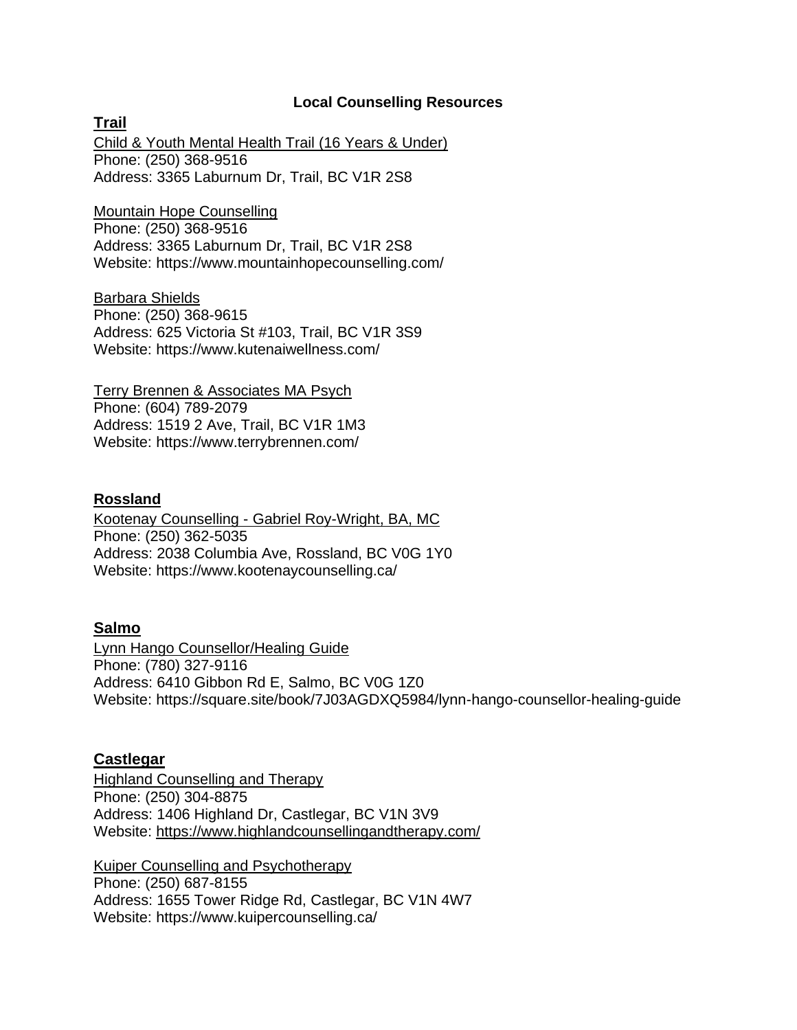# Local Counselling Resources

## Trail

Child & Youth Mental Health Trail (16 Years & Under)
Phone: (250) 368-9516
Address: 3365 Laburnum Dr, Trail, BC V1R 2S8

Mountain Hope Counselling
Phone: (250) 368-9516
Address: 3365 Laburnum Dr, Trail, BC V1R 2S8
Website: https://www.mountainhopecounselling.com/

Barbara Shields
Phone: (250) 368-9615
Address: 625 Victoria St #103, Trail, BC V1R 3S9
Website: https://www.kutenaiwellness.com/

Terry Brennen & Associates MA Psych
Phone: (604) 789-2079
Address: 1519 2 Ave, Trail, BC V1R 1M3
Website: https://www.terrybrennen.com/

## Rossland

Kootenay Counselling - Gabriel Roy-Wright, BA, MC
Phone: (250) 362-5035
Address: 2038 Columbia Ave, Rossland, BC V0G 1Y0
Website: https://www.kootenaycounselling.ca/

## Salmo

Lynn Hango Counsellor/Healing Guide
Phone: (780) 327-9116
Address: 6410 Gibbon Rd E, Salmo, BC V0G 1Z0
Website: https://square.site/book/7J03AGDXQ5984/lynn-hango-counsellor-healing-guide

## Castlegar

Highland Counselling and Therapy
Phone: (250) 304-8875
Address: 1406 Highland Dr, Castlegar, BC V1N 3V9
Website: https://www.highlandcounsellingandtherapy.com/

Kuiper Counselling and Psychotherapy
Phone: (250) 687-8155
Address: 1655 Tower Ridge Rd, Castlegar, BC V1N 4W7
Website: https://www.kuipercounselling.ca/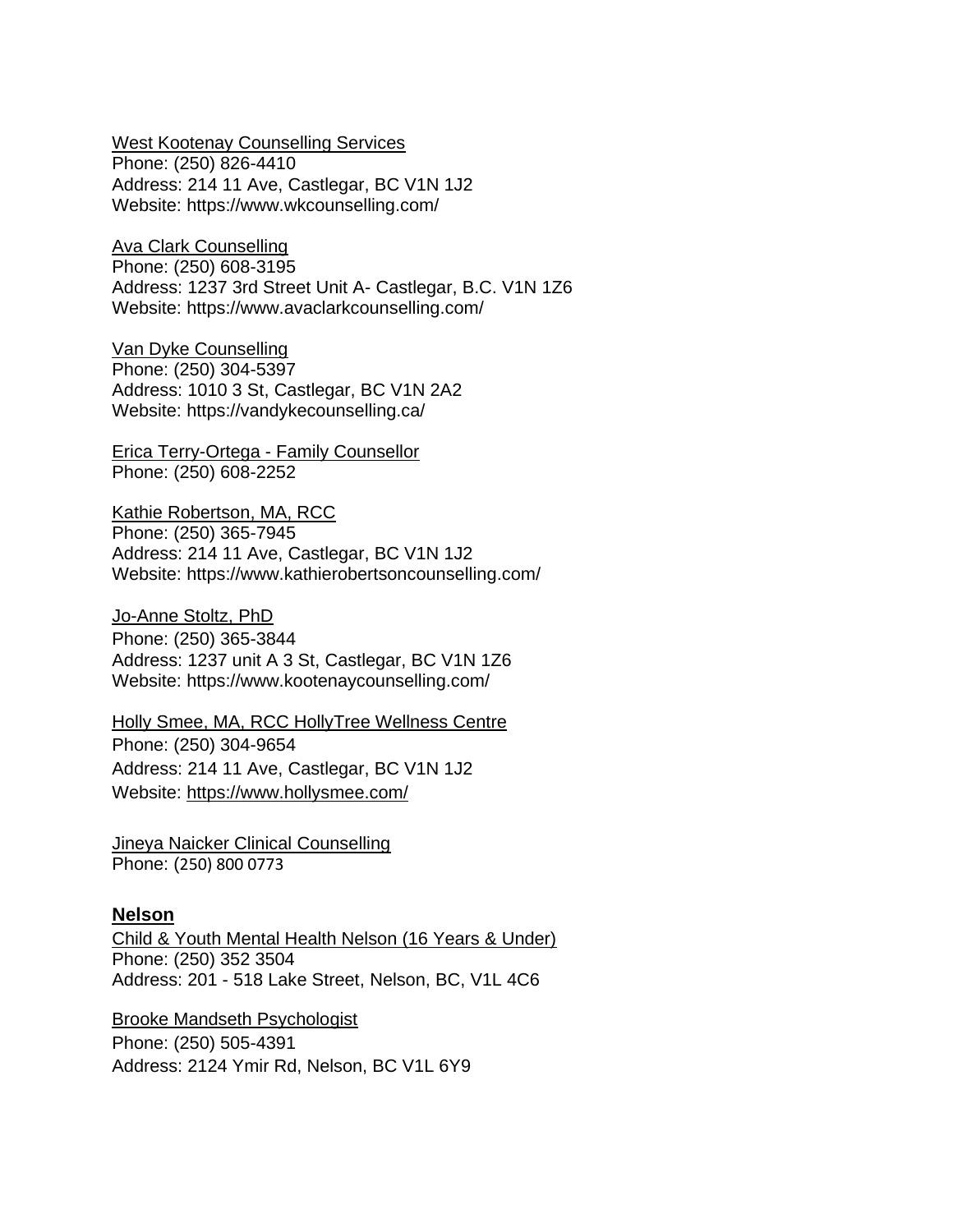West Kootenay Counselling Services
Phone: (250) 826-4410
Address: 214 11 Ave, Castlegar, BC V1N 1J2
Website: https://www.wkcounselling.com/

Ava Clark Counselling
Phone: (250) 608-3195
Address: 1237 3rd Street Unit A- Castlegar, B.C. V1N 1Z6
Website: https://www.avaclarkcounselling.com/

Van Dyke Counselling
Phone: (250) 304-5397
Address: 1010 3 St, Castlegar, BC V1N 2A2
Website: https://vandykecounselling.ca/

Erica Terry-Ortega - Family Counsellor
Phone: (250) 608-2252

Kathie Robertson, MA, RCC
Phone: (250) 365-7945
Address: 214 11 Ave, Castlegar, BC V1N 1J2
Website: https://www.kathierobertsoncounselling.com/

Jo-Anne Stoltz, PhD
Phone: (250) 365-3844
Address: 1237 unit A 3 St, Castlegar, BC V1N 1Z6
Website: https://www.kootenaycounselling.com/

Holly Smee, MA, RCC HollyTree Wellness Centre
Phone: (250) 304-9654
Address: 214 11 Ave, Castlegar, BC V1N 1J2
Website: https://www.hollysmee.com/

Jineya Naicker Clinical Counselling
Phone: (250) 800 0773

## Nelson

Child & Youth Mental Health Nelson (16 Years & Under)
Phone: (250) 352 3504
Address: 201 - 518 Lake Street, Nelson, BC, V1L 4C6

Brooke Mandseth Psychologist
Phone: (250) 505-4391
Address: 2124 Ymir Rd, Nelson, BC V1L 6Y9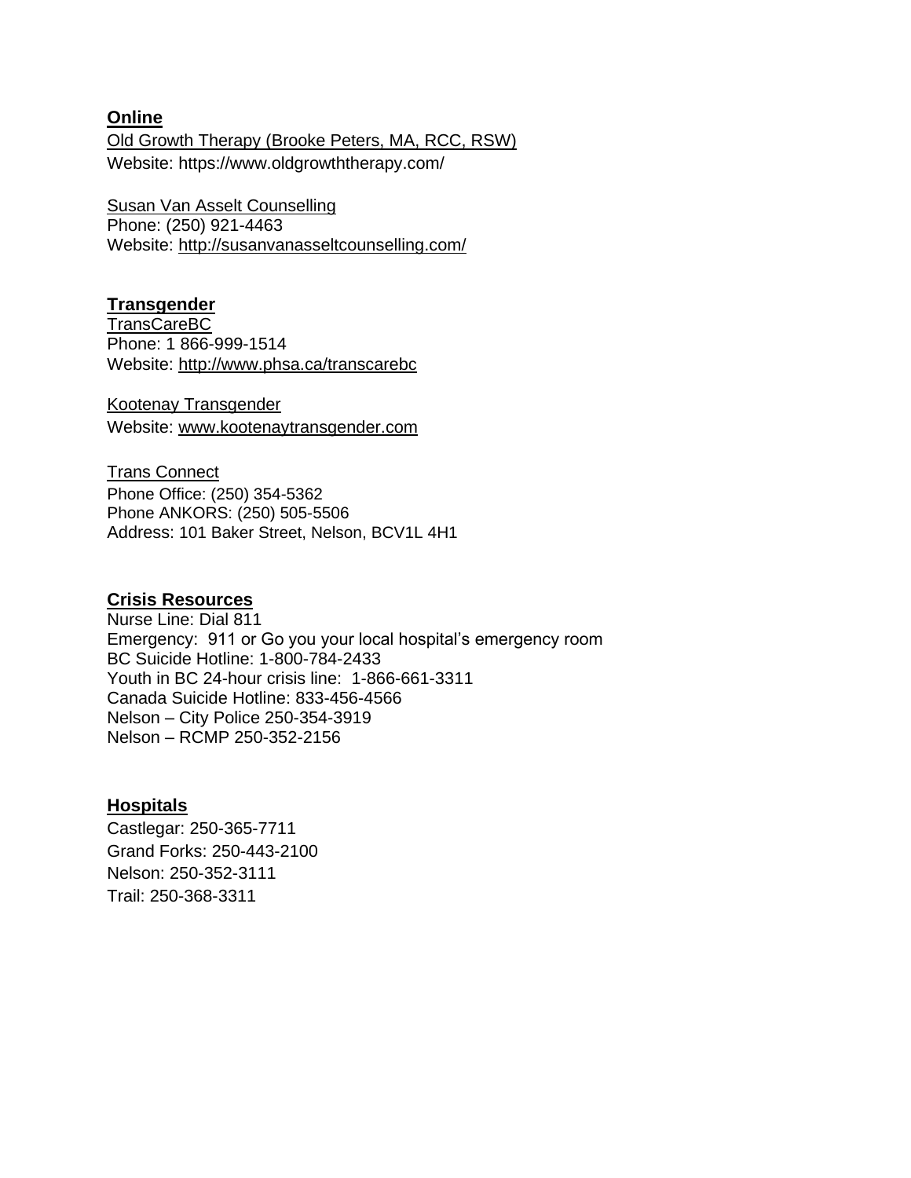## Online

Old Growth Therapy (Brooke Peters, MA, RCC, RSW)
Website: https://www.oldgrowththerapy.com/

Susan Van Asselt Counselling
Phone: (250) 921-4463
Website: http://susanvanasseltcounselling.com/

## Transgender

TransCareBC
Phone: 1 866-999-1514
Website: http://www.phsa.ca/transcarebc

Kootenay Transgender
Website: www.kootenaytransgender.com

Trans Connect
Phone Office: (250) 354-5362
Phone ANKORS: (250) 505-5506
Address: 101 Baker Street, Nelson, BCV1L 4H1

## Crisis Resources

Nurse Line: Dial 811
Emergency: 911 or Go you your local hospital's emergency room
BC Suicide Hotline: 1-800-784-2433
Youth in BC 24-hour crisis line: 1-866-661-3311
Canada Suicide Hotline: 833-456-4566
Nelson – City Police 250-354-3919
Nelson – RCMP 250-352-2156

## Hospitals

Castlegar: 250-365-7711
Grand Forks: 250-443-2100
Nelson: 250-352-3111
Trail: 250-368-3311